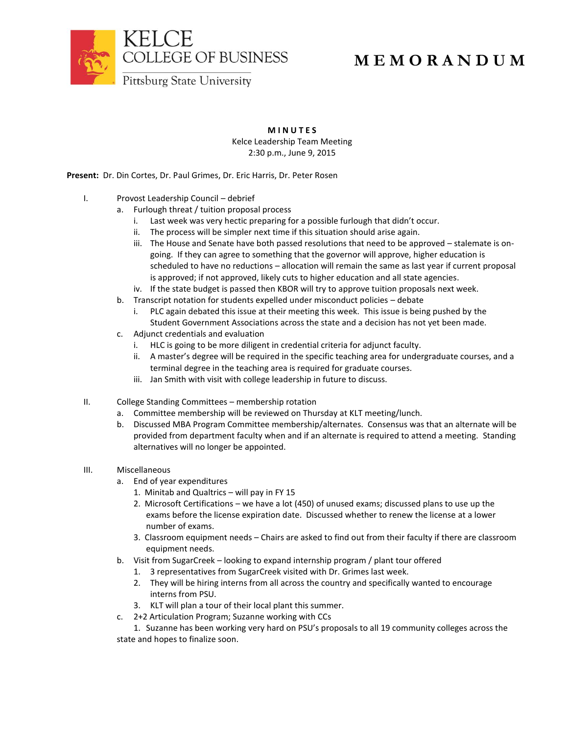**KELCE COLLEGE OF BUSINESS**
Pittsburg State University

# MEMORANDUM

**MINUTES**
Kelce Leadership Team Meeting
2:30 p.m., June 9, 2015

**Present:** Dr. Din Cortes, Dr. Paul Grimes, Dr. Eric Harris, Dr. Peter Rosen

I. Provost Leadership Council – debrief
   a. Furlough threat / tuition proposal process
      i. Last week was very hectic preparing for a possible furlough that didn't occur.
      ii. The process will be simpler next time if this situation should arise again.
      iii. The House and Senate have both passed resolutions that need to be approved – stalemate is on-going. If they can agree to something that the governor will approve, higher education is scheduled to have no reductions – allocation will remain the same as last year if current proposal is approved; if not approved, likely cuts to higher education and all state agencies.
      iv. If the state budget is passed then KBOR will try to approve tuition proposals next week.
   b. Transcript notation for students expelled under misconduct policies – debate
      i. PLC again debated this issue at their meeting this week. This issue is being pushed by the Student Government Associations across the state and a decision has not yet been made.
   c. Adjunct credentials and evaluation
      i. HLC is going to be more diligent in credential criteria for adjunct faculty.
      ii. A master's degree will be required in the specific teaching area for undergraduate courses, and a terminal degree in the teaching area is required for graduate courses.
      iii. Jan Smith with visit with college leadership in future to discuss.

II. College Standing Committees – membership rotation
   a. Committee membership will be reviewed on Thursday at KLT meeting/lunch.
   b. Discussed MBA Program Committee membership/alternates. Consensus was that an alternate will be provided from department faculty when and if an alternate is required to attend a meeting. Standing alternatives will no longer be appointed.

III. Miscellaneous
   a. End of year expenditures
      1. Minitab and Qualtrics – will pay in FY 15
      2. Microsoft Certifications – we have a lot (450) of unused exams; discussed plans to use up the exams before the license expiration date. Discussed whether to renew the license at a lower number of exams.
      3. Classroom equipment needs – Chairs are asked to find out from their faculty if there are classroom equipment needs.
   b. Visit from SugarCreek – looking to expand internship program / plant tour offered
      1. 3 representatives from SugarCreek visited with Dr. Grimes last week.
      2. They will be hiring interns from all across the country and specifically wanted to encourage interns from PSU.
      3. KLT will plan a tour of their local plant this summer.
   c. 2+2 Articulation Program; Suzanne working with CCs
      1. Suzanne has been working very hard on PSU's proposals to all 19 community colleges across the state and hopes to finalize soon.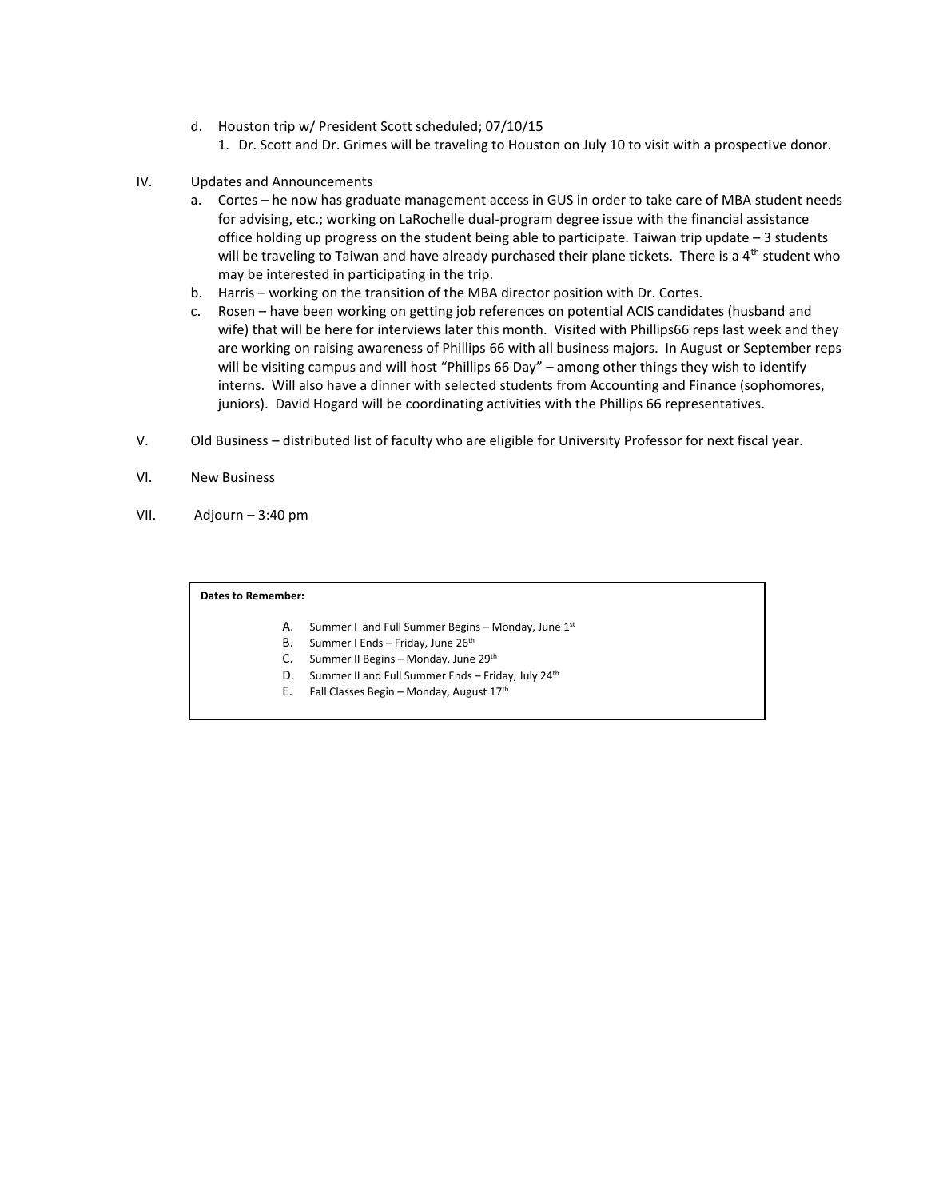d. Houston trip w/ President Scott scheduled; 07/10/15
    1. Dr. Scott and Dr. Grimes will be traveling to Houston on July 10 to visit with a prospective donor.

IV. Updates and Announcements
   a. Cortes – he now has graduate management access in GUS in order to take care of MBA student needs for advising, etc.; working on LaRochelle dual-program degree issue with the financial assistance office holding up progress on the student being able to participate. Taiwan trip update – 3 students will be traveling to Taiwan and have already purchased their plane tickets. There is a 4th student who may be interested in participating in the trip.
   b. Harris – working on the transition of the MBA director position with Dr. Cortes.
   c. Rosen – have been working on getting job references on potential ACIS candidates (husband and wife) that will be here for interviews later this month. Visited with Phillips66 reps last week and they are working on raising awareness of Phillips 66 with all business majors. In August or September reps will be visiting campus and will host "Phillips 66 Day" – among other things they wish to identify interns. Will also have a dinner with selected students from Accounting and Finance (sophomores, juniors). David Hogard will be coordinating activities with the Phillips 66 representatives.

V. Old Business – distributed list of faculty who are eligible for University Professor for next fiscal year.

VI. New Business

VII. Adjourn – 3:40 pm

**Dates to Remember:**

A. Summer I and Full Summer Begins – Monday, June 1st
B. Summer I Ends – Friday, June 26th
C. Summer II Begins – Monday, June 29th
D. Summer II and Full Summer Ends – Friday, July 24th
E. Fall Classes Begin – Monday, August 17th